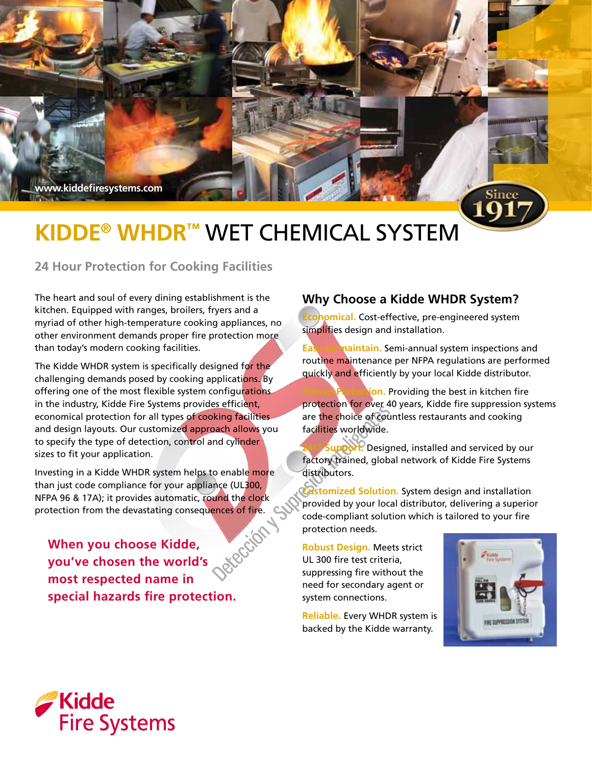www.kiddefiresystems.com

Since 1917

# KIDDE® WHDR™ WET CHEMICAL SYSTEM

## 24 Hour Protection for Cooking Facilities

The heart and soul of every dining establishment is the kitchen. Equipped with ranges, broilers, fryers and a myriad of other high-temperature cooking appliances, no other environment demands proper fire protection more than today's modern cooking facilities.

The Kidde WHDR system is specifically designed for the challenging demands posed by cooking applications. By offering one of the most flexible system configurations in the industry, Kidde Fire Systems provides efficient, economical protection for all types of cooking facilities and design layouts. Our customized approach allows you to specify the type of detection, control and cylinder sizes to fit your application.

Investing in a Kidde WHDR system helps to enable more than just code compliance for your appliance (UL300, NFPA 96 & 17A); it provides automatic, round the clock protection from the devastating consequences of fire.

**When you choose Kidde, you've chosen the world's most respected name in special hazards fire protection.**

### Why Choose a Kidde WHDR System?

**Economical.** Cost-effective, pre-engineered system simplifies design and installation.

**Easy-to-maintain.** Semi-annual system inspections and routine maintenance per NFPA regulations are performed quickly and efficiently by your local Kidde distributor.

**Proven Protection.** Providing the best in kitchen fire protection for over 40 years, Kidde fire suppression systems are the choice of countless restaurants and cooking facilities worldwide.

**24/7 Support.** Designed, installed and serviced by our factory trained, global network of Kidde Fire Systems distributors.

**Customized Solution.** System design and installation provided by your local distributor, delivering a superior code-compliant solution which is tailored to your fire protection needs.

**Robust Design.** Meets strict UL 300 fire test criteria, suppressing fire without the need for secondary agent or system connections.

**Reliable.** Every WHDR system is backed by the Kidde warranty.

Kidde Fire Systems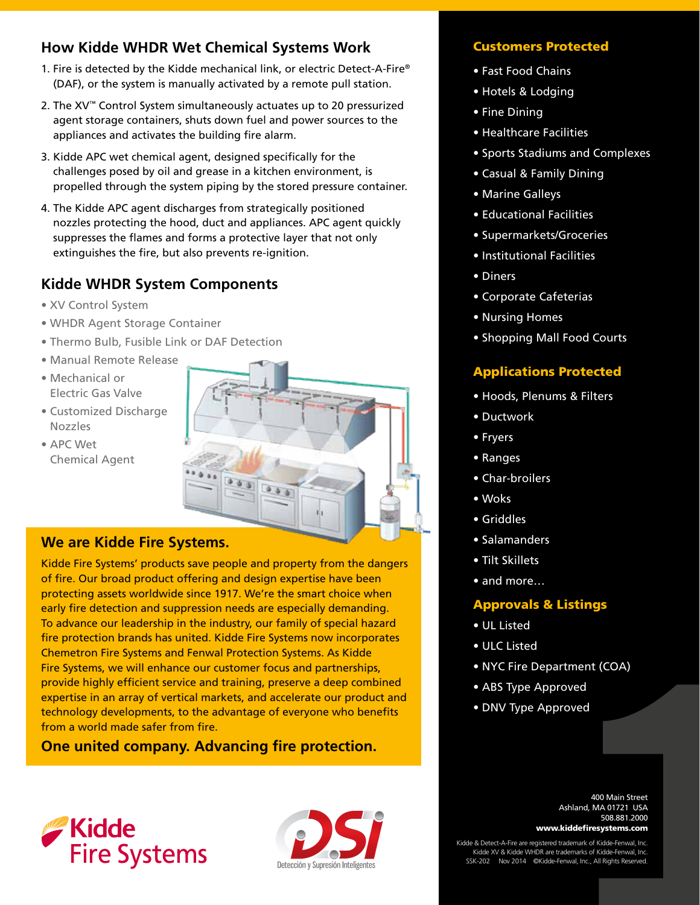## How Kidde WHDR Wet Chemical Systems Work

1. Fire is detected by the Kidde mechanical link, or electric Detect-A-Fire® (DAF), or the system is manually activated by a remote pull station.
2. The XV™ Control System simultaneously actuates up to 20 pressurized agent storage containers, shuts down fuel and power sources to the appliances and activates the building fire alarm.
3. Kidde APC wet chemical agent, designed specifically for the challenges posed by oil and grease in a kitchen environment, is propelled through the system piping by the stored pressure container.
4. The Kidde APC agent discharges from strategically positioned nozzles protecting the hood, duct and appliances. APC agent quickly suppresses the flames and forms a protective layer that not only extinguishes the fire, but also prevents re-ignition.

## Kidde WHDR System Components

- XV Control System
- WHDR Agent Storage Container
- Thermo Bulb, Fusible Link or DAF Detection
- Manual Remote Release
- Mechanical or Electric Gas Valve
- Customized Discharge Nozzles
- APC Wet Chemical Agent

## We are Kidde Fire Systems.

Kidde Fire Systems' products save people and property from the dangers of fire. Our broad product offering and design expertise have been protecting assets worldwide since 1917. We're the smart choice when early fire detection and suppression needs are especially demanding. To advance our leadership in the industry, our family of special hazard fire protection brands has united. Kidde Fire Systems now incorporates Chemetron Fire Systems and Fenwal Protection Systems. As Kidde Fire Systems, we will enhance our customer focus and partnerships, provide highly efficient service and training, preserve a deep combined expertise in an array of vertical markets, and accelerate our product and technology developments, to the advantage of everyone who benefits from a world made safer from fire.

**One united company. Advancing fire protection.**

## Customers Protected

- Fast Food Chains
- Hotels & Lodging
- Fine Dining
- Healthcare Facilities
- Sports Stadiums and Complexes
- Casual & Family Dining
- Marine Galleys
- Educational Facilities
- Supermarkets/Groceries
- Institutional Facilities
- Diners
- Corporate Cafeterias
- Nursing Homes
- Shopping Mall Food Courts

## Applications Protected

- Hoods, Plenums & Filters
- Ductwork
- Fryers
- Ranges
- Char-broilers
- Woks
- Griddles
- Salamanders
- Tilt Skillets
- and more…

## Approvals & Listings

- UL Listed
- ULC Listed
- NYC Fire Department (COA)
- ABS Type Approved
- DNV Type Approved

Kidde Fire Systems

DSI Detección y Supresión Inteligentes

400 Main Street
Ashland, MA 01721 USA
508.881.2000
**www.kiddefiresystems.com**

Kidde & Detect-A-Fire are registered trademark of Kidde-Fenwal, Inc.
Kidde XV & Kidde WHDR are trademarks of Kidde-Fenwal, Inc.
SSK-202 Nov 2014 ©Kidde-Fenwal, Inc., All Rights Reserved.